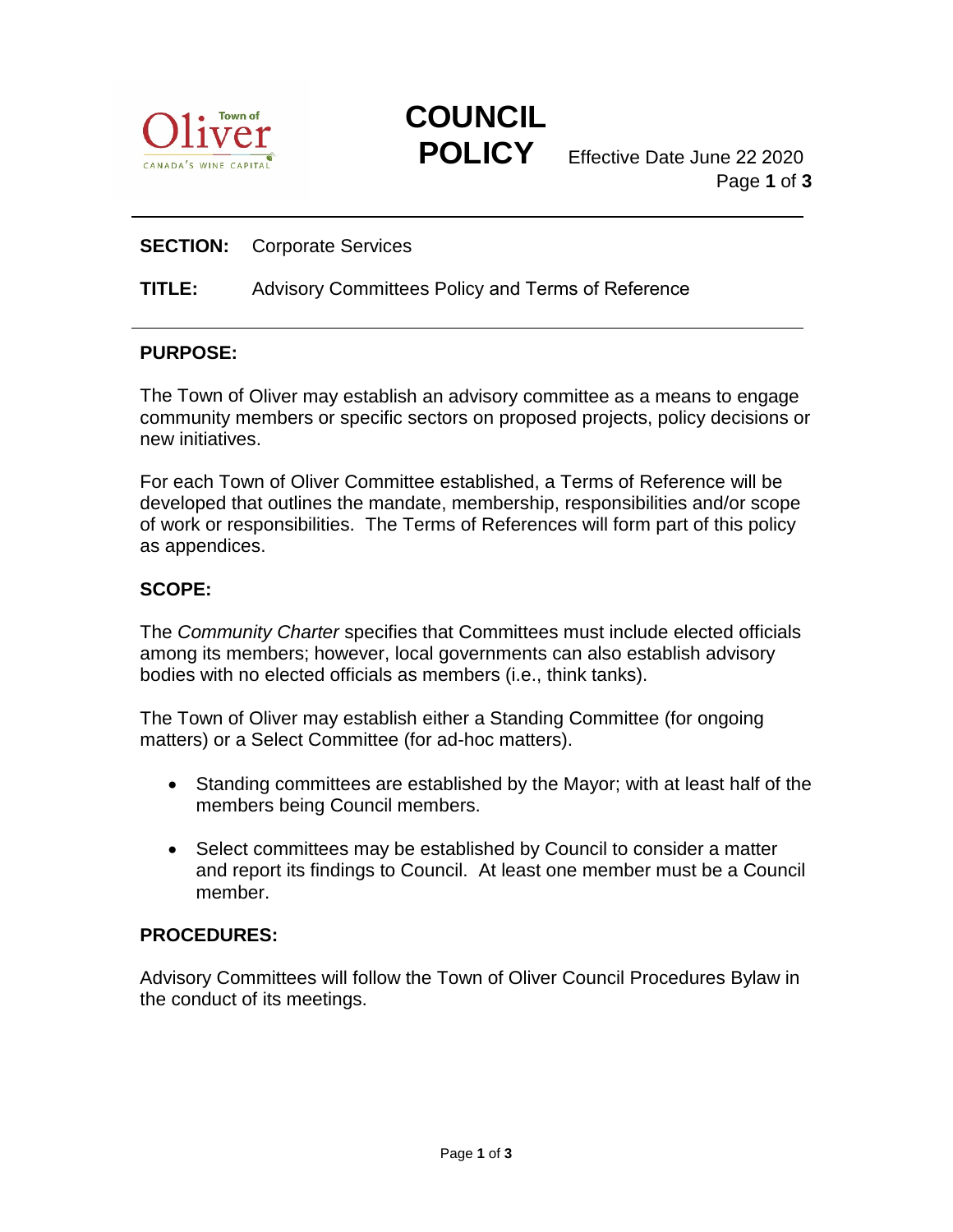# COUNCIL POLICY

Effective Date June 22 2020

**SECTION:** Corporate Services

**TITLE:** Advisory Committees Policy and Terms of Reference

## PURPOSE:

The Town of Oliver may establish an advisory committee as a means to engage community members or specific sectors on proposed projects, policy decisions or new initiatives.

For each Town of Oliver Committee established, a Terms of Reference will be developed that outlines the mandate, membership, responsibilities and/or scope of work or responsibilities. The Terms of References will form part of this policy as appendices.

## SCOPE:

The *Community Charter* specifies that Committees must include elected officials among its members; however, local governments can also establish advisory bodies with no elected officials as members (i.e., think tanks).

The Town of Oliver may establish either a Standing Committee (for ongoing matters) or a Select Committee (for ad-hoc matters).

- Standing committees are established by the Mayor; with at least half of the members being Council members.
- Select committees may be established by Council to consider a matter and report its findings to Council. At least one member must be a Council member.

## PROCEDURES:

Advisory Committees will follow the Town of Oliver Council Procedures Bylaw in the conduct of its meetings.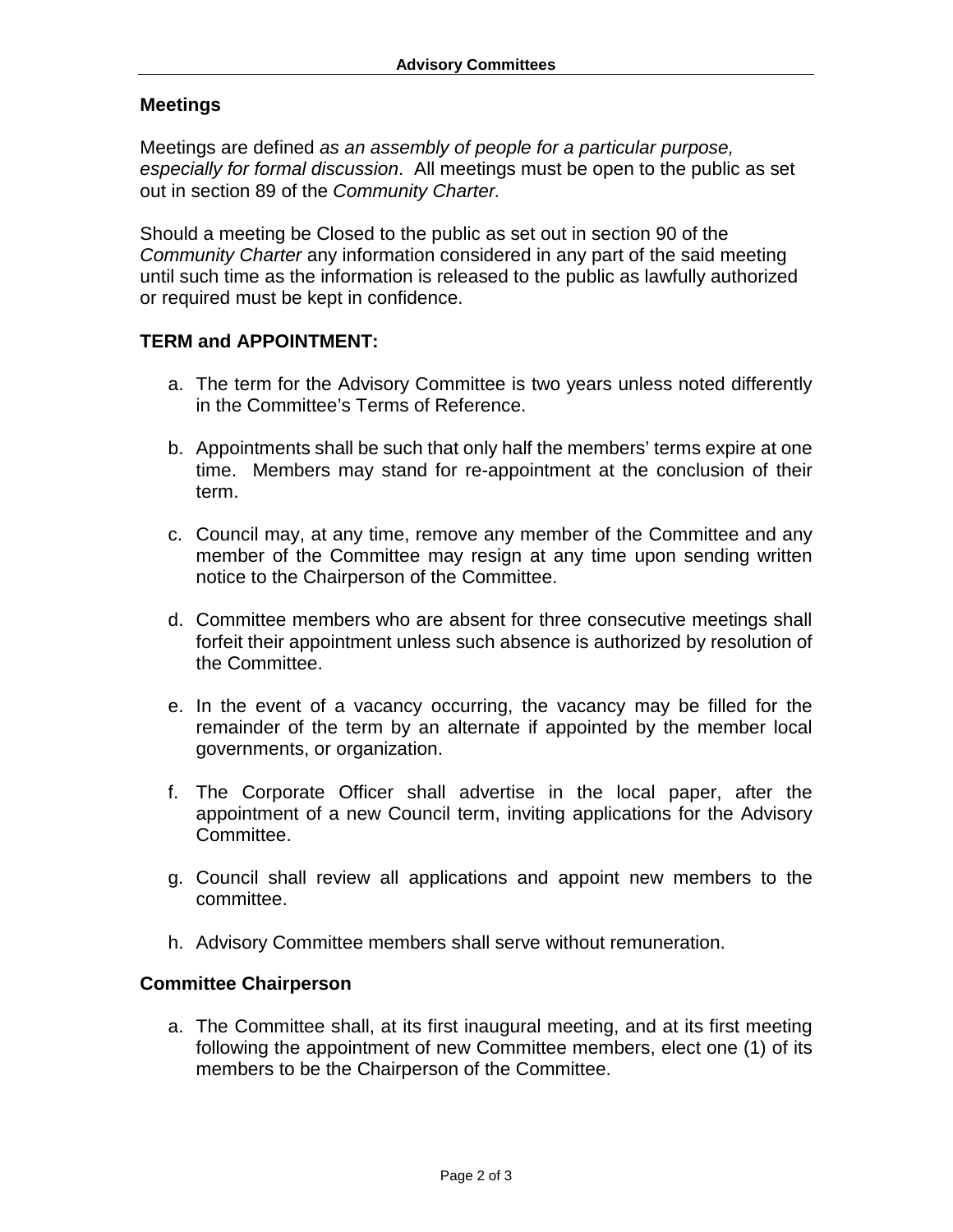## Meetings

Meetings are defined *as an assembly of people for a particular purpose, especially for formal discussion*. All meetings must be open to the public as set out in section 89 of the *Community Charter.*

Should a meeting be Closed to the public as set out in section 90 of the *Community Charter* any information considered in any part of the said meeting until such time as the information is released to the public as lawfully authorized or required must be kept in confidence.

## TERM and APPOINTMENT:

a. The term for the Advisory Committee is two years unless noted differently in the Committee's Terms of Reference.

b. Appointments shall be such that only half the members' terms expire at one time. Members may stand for re-appointment at the conclusion of their term.

c. Council may, at any time, remove any member of the Committee and any member of the Committee may resign at any time upon sending written notice to the Chairperson of the Committee.

d. Committee members who are absent for three consecutive meetings shall forfeit their appointment unless such absence is authorized by resolution of the Committee.

e. In the event of a vacancy occurring, the vacancy may be filled for the remainder of the term by an alternate if appointed by the member local governments, or organization.

f. The Corporate Officer shall advertise in the local paper, after the appointment of a new Council term, inviting applications for the Advisory Committee.

g. Council shall review all applications and appoint new members to the committee.

h. Advisory Committee members shall serve without remuneration.

## Committee Chairperson

a. The Committee shall, at its first inaugural meeting, and at its first meeting following the appointment of new Committee members, elect one (1) of its members to be the Chairperson of the Committee.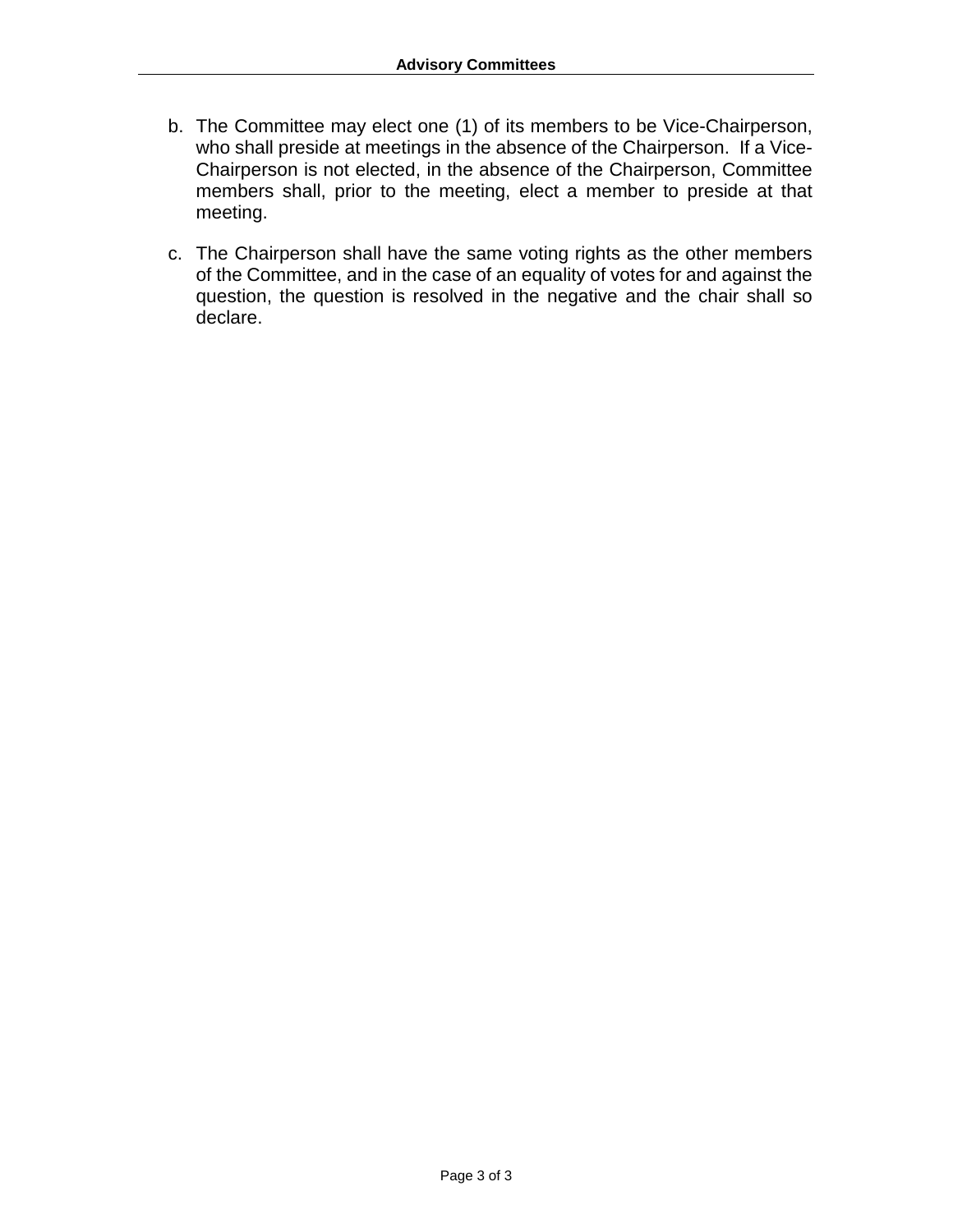b. The Committee may elect one (1) of its members to be Vice-Chairperson, who shall preside at meetings in the absence of the Chairperson. If a Vice-Chairperson is not elected, in the absence of the Chairperson, Committee members shall, prior to the meeting, elect a member to preside at that meeting.

c. The Chairperson shall have the same voting rights as the other members of the Committee, and in the case of an equality of votes for and against the question, the question is resolved in the negative and the chair shall so declare.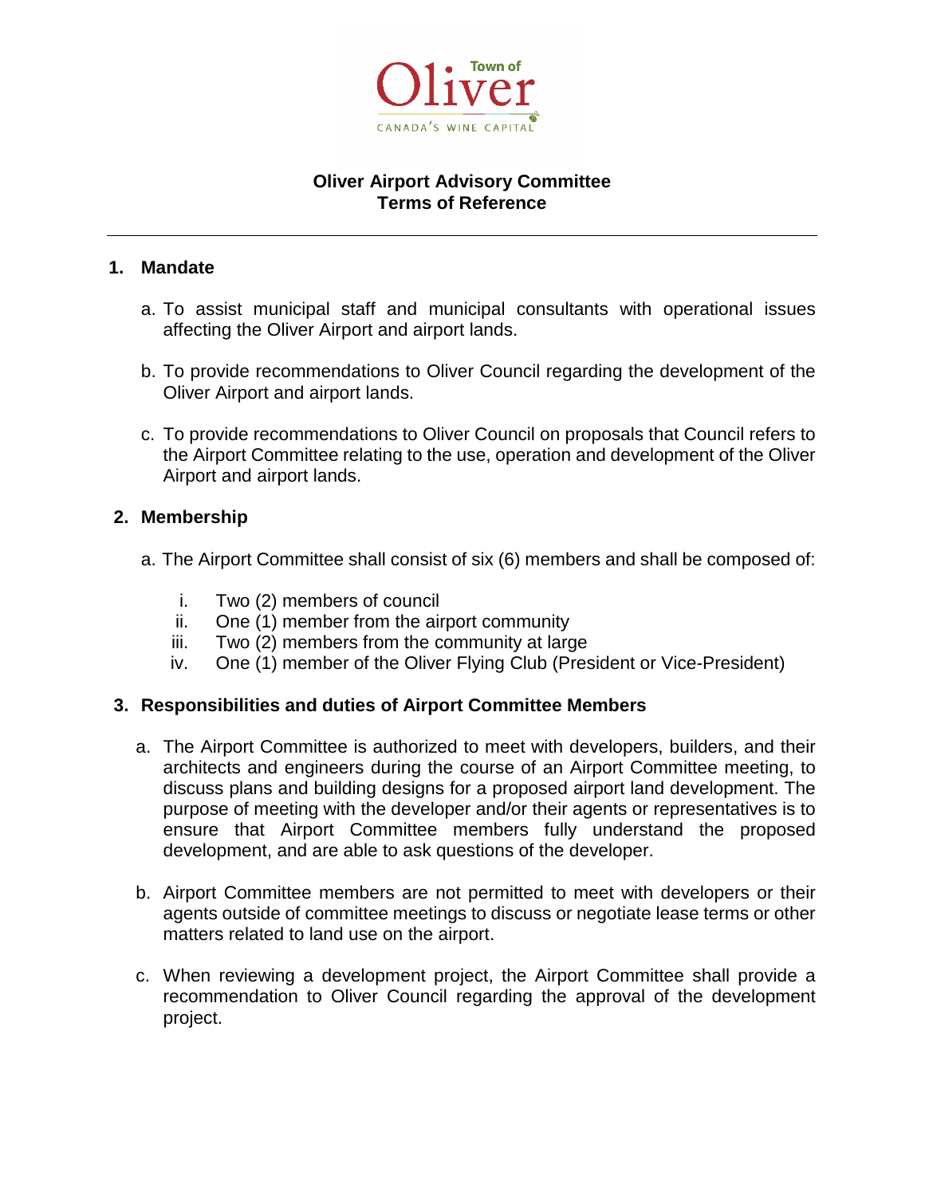**Oliver Airport Advisory Committee**
**Terms of Reference**

---

## 1. Mandate

a. To assist municipal staff and municipal consultants with operational issues affecting the Oliver Airport and airport lands.

b. To provide recommendations to Oliver Council regarding the development of the Oliver Airport and airport lands.

c. To provide recommendations to Oliver Council on proposals that Council refers to the Airport Committee relating to the use, operation and development of the Oliver Airport and airport lands.

## 2. Membership

a. The Airport Committee shall consist of six (6) members and shall be composed of:

   i. Two (2) members of council
   ii. One (1) member from the airport community
   iii. Two (2) members from the community at large
   iv. One (1) member of the Oliver Flying Club (President or Vice-President)

## 3. Responsibilities and duties of Airport Committee Members

a. The Airport Committee is authorized to meet with developers, builders, and their architects and engineers during the course of an Airport Committee meeting, to discuss plans and building designs for a proposed airport land development. The purpose of meeting with the developer and/or their agents or representatives is to ensure that Airport Committee members fully understand the proposed development, and are able to ask questions of the developer.

b. Airport Committee members are not permitted to meet with developers or their agents outside of committee meetings to discuss or negotiate lease terms or other matters related to land use on the airport.

c. When reviewing a development project, the Airport Committee shall provide a recommendation to Oliver Council regarding the approval of the development project.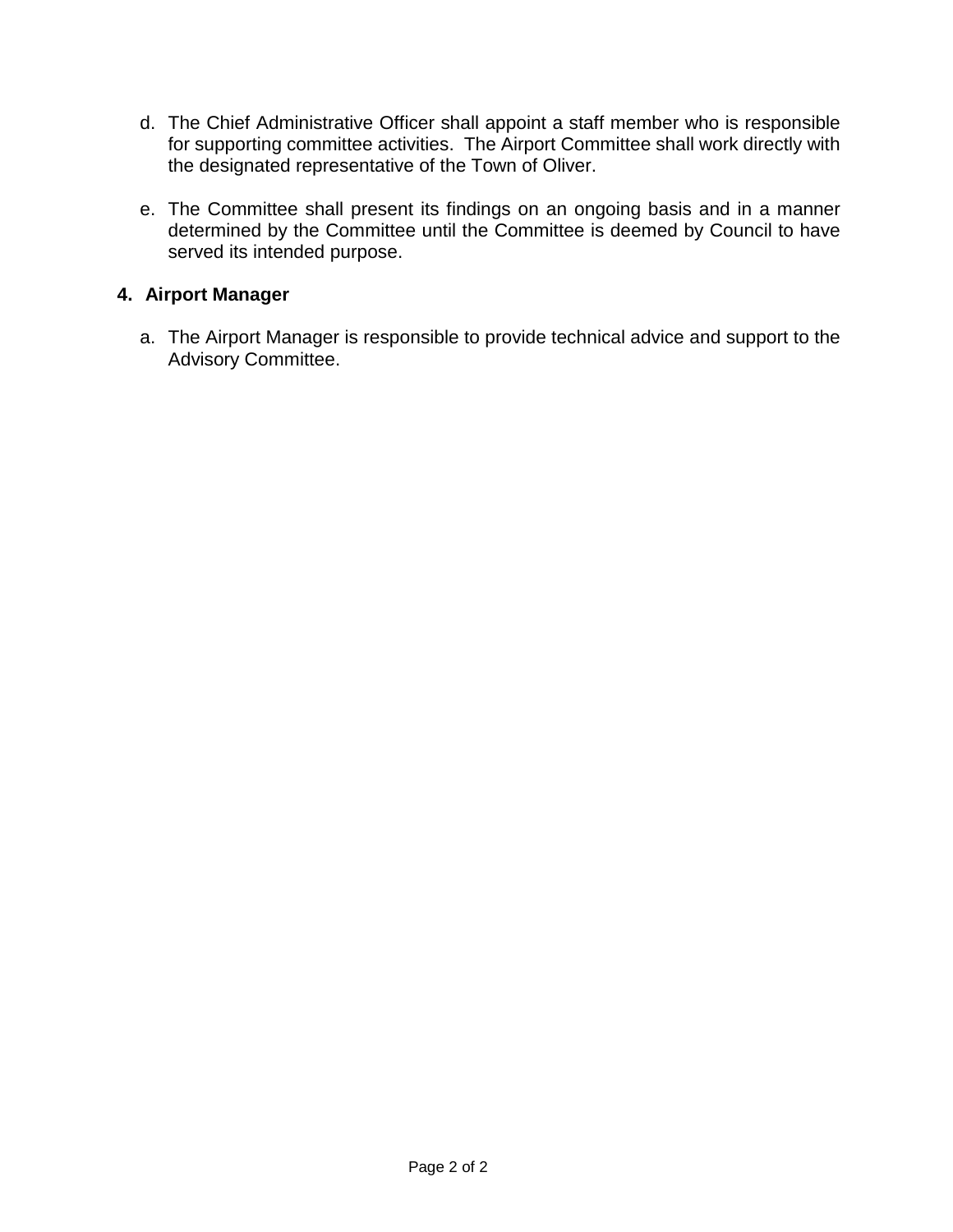d. The Chief Administrative Officer shall appoint a staff member who is responsible for supporting committee activities. The Airport Committee shall work directly with the designated representative of the Town of Oliver.

e. The Committee shall present its findings on an ongoing basis and in a manner determined by the Committee until the Committee is deemed by Council to have served its intended purpose.

### 4. Airport Manager

a. The Airport Manager is responsible to provide technical advice and support to the Advisory Committee.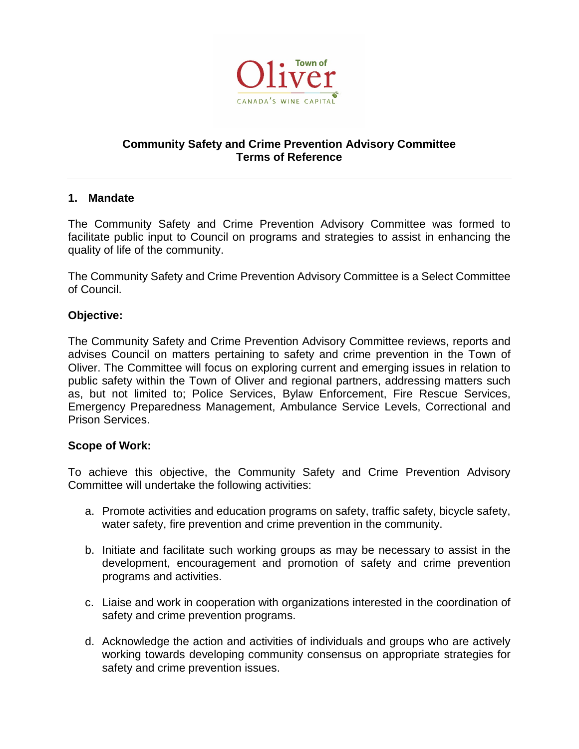Town of Oliver
CANADA'S WINE CAPITAL

# Community Safety and Crime Prevention Advisory Committee
# Terms of Reference

---

## 1. Mandate

The Community Safety and Crime Prevention Advisory Committee was formed to facilitate public input to Council on programs and strategies to assist in enhancing the quality of life of the community.

The Community Safety and Crime Prevention Advisory Committee is a Select Committee of Council.

### Objective:

The Community Safety and Crime Prevention Advisory Committee reviews, reports and advises Council on matters pertaining to safety and crime prevention in the Town of Oliver. The Committee will focus on exploring current and emerging issues in relation to public safety within the Town of Oliver and regional partners, addressing matters such as, but not limited to; Police Services, Bylaw Enforcement, Fire Rescue Services, Emergency Preparedness Management, Ambulance Service Levels, Correctional and Prison Services.

### Scope of Work:

To achieve this objective, the Community Safety and Crime Prevention Advisory Committee will undertake the following activities:

a. Promote activities and education programs on safety, traffic safety, bicycle safety, water safety, fire prevention and crime prevention in the community.

b. Initiate and facilitate such working groups as may be necessary to assist in the development, encouragement and promotion of safety and crime prevention programs and activities.

c. Liaise and work in cooperation with organizations interested in the coordination of safety and crime prevention programs.

d. Acknowledge the action and activities of individuals and groups who are actively working towards developing community consensus on appropriate strategies for safety and crime prevention issues.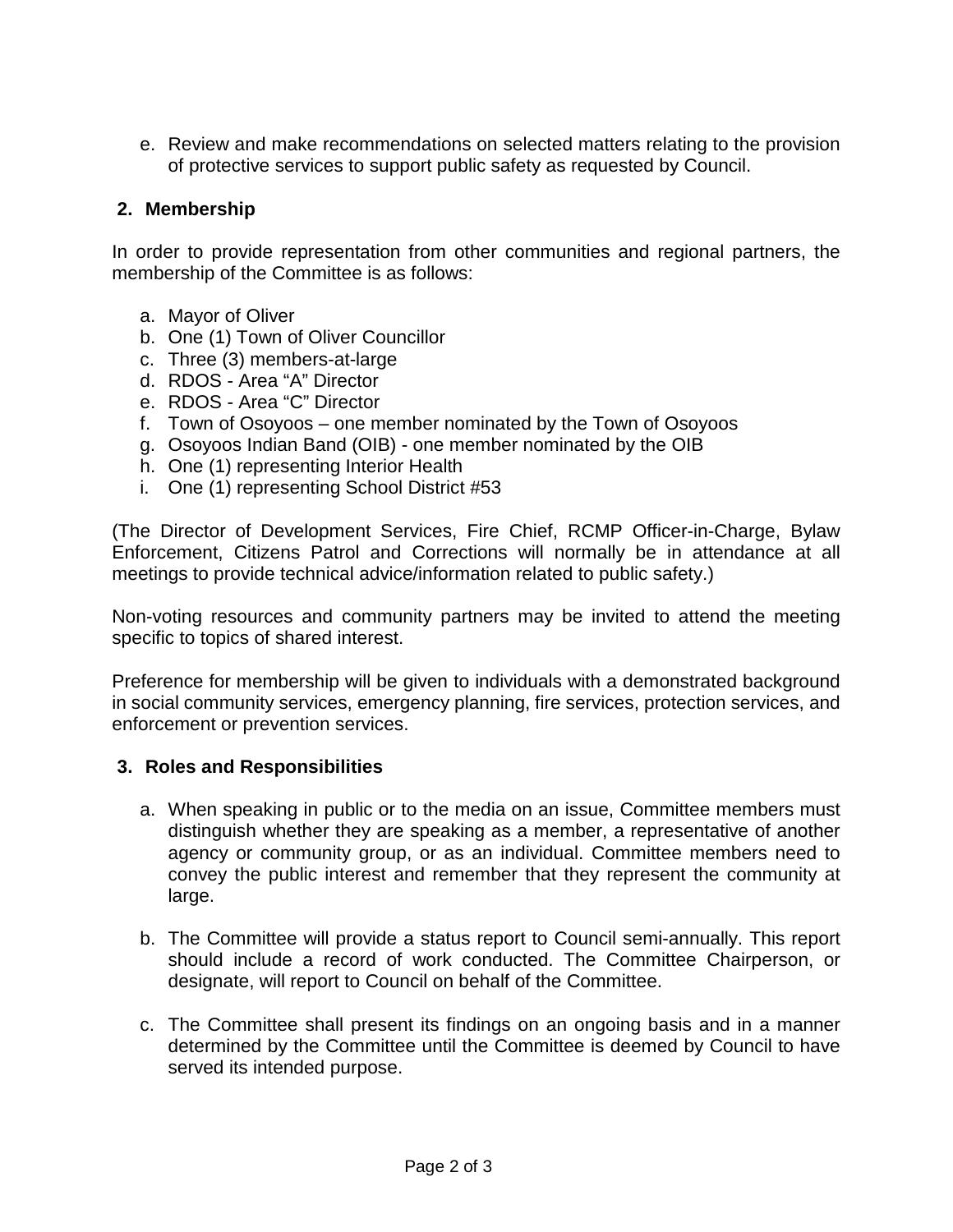e. Review and make recommendations on selected matters relating to the provision of protective services to support public safety as requested by Council.

## 2. Membership

In order to provide representation from other communities and regional partners, the membership of the Committee is as follows:

a. Mayor of Oliver
b. One (1) Town of Oliver Councillor
c. Three (3) members-at-large
d. RDOS - Area "A" Director
e. RDOS - Area "C" Director
f. Town of Osoyoos – one member nominated by the Town of Osoyoos
g. Osoyoos Indian Band (OIB) - one member nominated by the OIB
h. One (1) representing Interior Health
i. One (1) representing School District #53

(The Director of Development Services, Fire Chief, RCMP Officer-in-Charge, Bylaw Enforcement, Citizens Patrol and Corrections will normally be in attendance at all meetings to provide technical advice/information related to public safety.)

Non-voting resources and community partners may be invited to attend the meeting specific to topics of shared interest.

Preference for membership will be given to individuals with a demonstrated background in social community services, emergency planning, fire services, protection services, and enforcement or prevention services.

## 3. Roles and Responsibilities

a. When speaking in public or to the media on an issue, Committee members must distinguish whether they are speaking as a member, a representative of another agency or community group, or as an individual. Committee members need to convey the public interest and remember that they represent the community at large.

b. The Committee will provide a status report to Council semi-annually. This report should include a record of work conducted. The Committee Chairperson, or designate, will report to Council on behalf of the Committee.

c. The Committee shall present its findings on an ongoing basis and in a manner determined by the Committee until the Committee is deemed by Council to have served its intended purpose.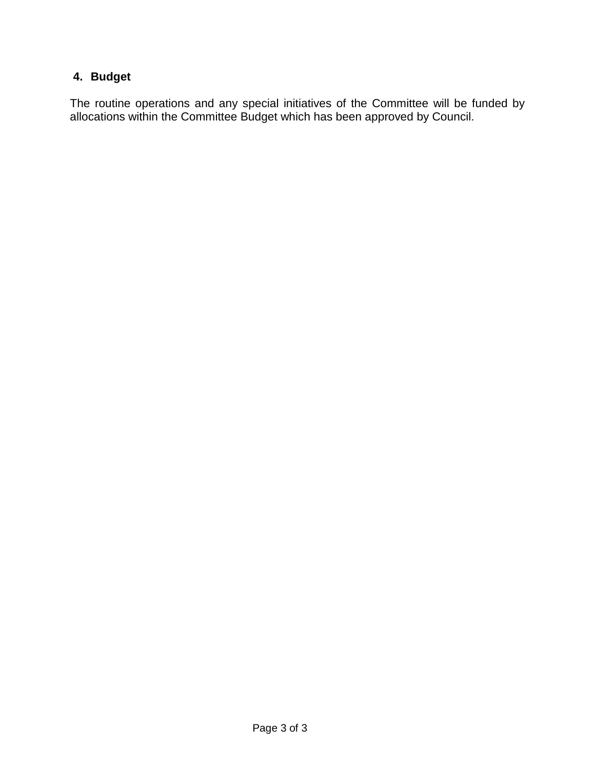## 4. Budget

The routine operations and any special initiatives of the Committee will be funded by allocations within the Committee Budget which has been approved by Council.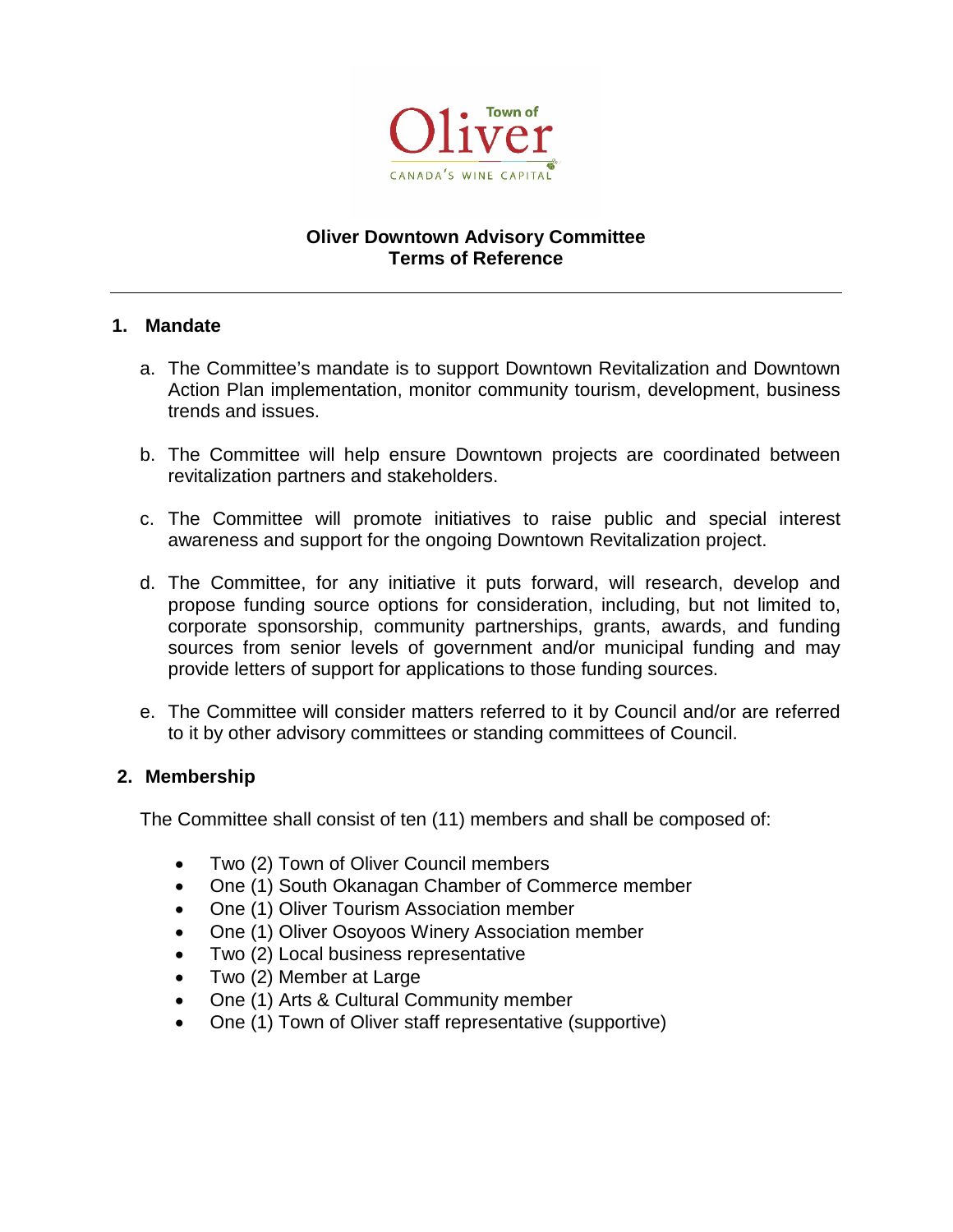Town of Oliver
CANADA'S WINE CAPITAL

**Oliver Downtown Advisory Committee**
**Terms of Reference**

---

## 1. Mandate

a. The Committee's mandate is to support Downtown Revitalization and Downtown Action Plan implementation, monitor community tourism, development, business trends and issues.

b. The Committee will help ensure Downtown projects are coordinated between revitalization partners and stakeholders.

c. The Committee will promote initiatives to raise public and special interest awareness and support for the ongoing Downtown Revitalization project.

d. The Committee, for any initiative it puts forward, will research, develop and propose funding source options for consideration, including, but not limited to, corporate sponsorship, community partnerships, grants, awards, and funding sources from senior levels of government and/or municipal funding and may provide letters of support for applications to those funding sources.

e. The Committee will consider matters referred to it by Council and/or are referred to it by other advisory committees or standing committees of Council.

## 2. Membership

The Committee shall consist of ten (11) members and shall be composed of:

- Two (2) Town of Oliver Council members
- One (1) South Okanagan Chamber of Commerce member
- One (1) Oliver Tourism Association member
- One (1) Oliver Osoyoos Winery Association member
- Two (2) Local business representative
- Two (2) Member at Large
- One (1) Arts & Cultural Community member
- One (1) Town of Oliver staff representative (supportive)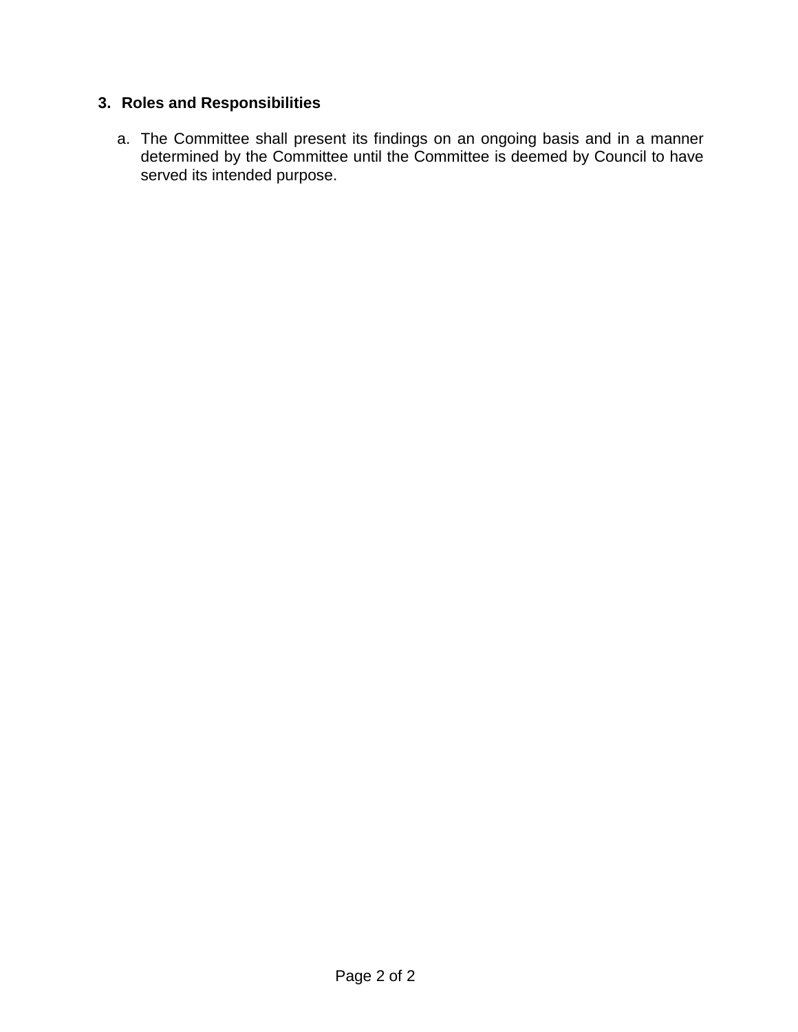## 3. Roles and Responsibilities

a. The Committee shall present its findings on an ongoing basis and in a manner determined by the Committee until the Committee is deemed by Council to have served its intended purpose.